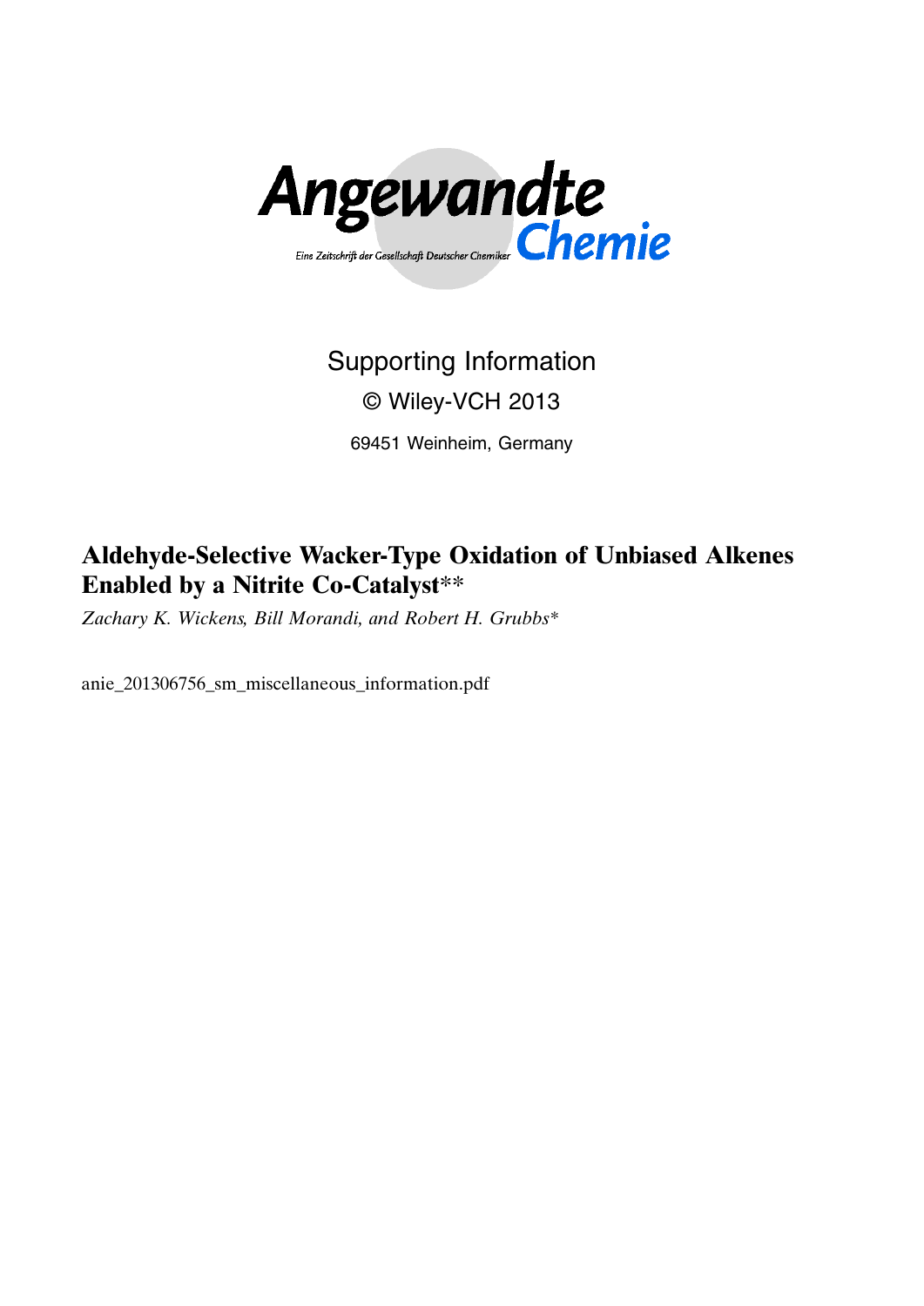Angewandte Chemie

Eine Zeitschrift der Gesellschaft Deutscher Chemiker

Supporting Information

© Wiley-VCH 2013

69451 Weinheim, Germany

# Aldehyde-Selective Wacker-Type Oxidation of Unbiased Alkenes Enabled by a Nitrite Co-Catalyst**

*Zachary K. Wickens, Bill Morandi, and Robert H. Grubbs**

anie_201306756_sm_miscellaneous_information.pdf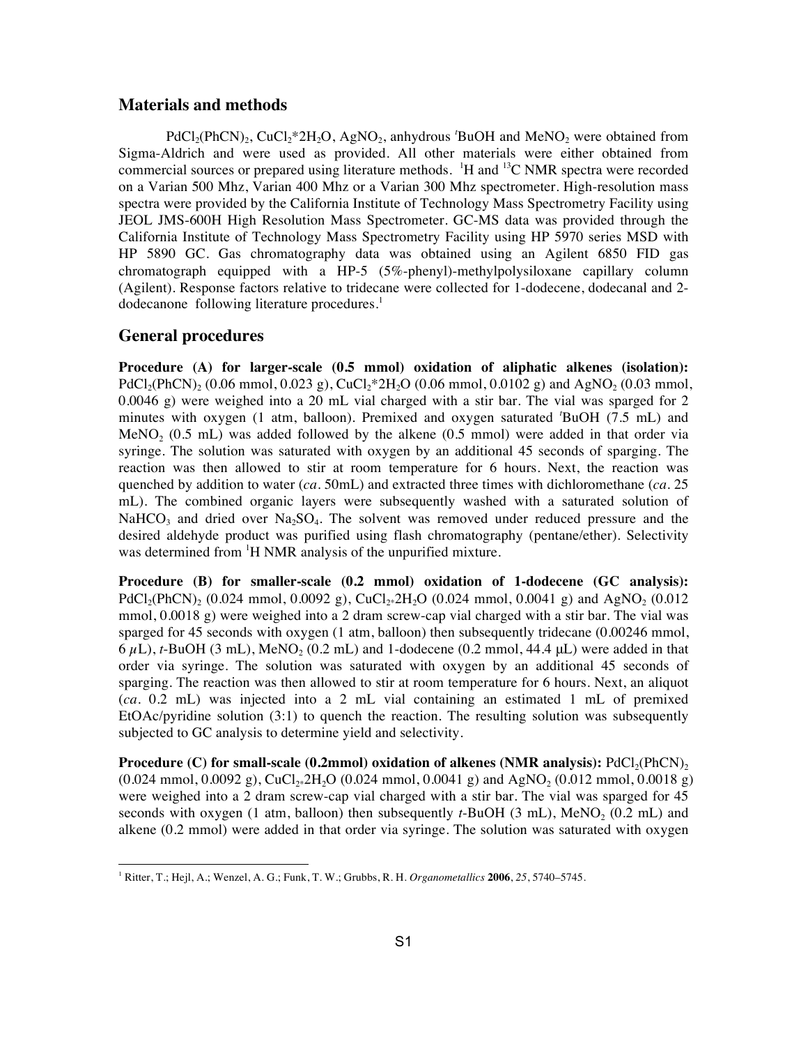## Materials and methods

$PdCl_2(PhCN)_2$, $CuCl_2*2H_2O$, $AgNO_2$, anhydrous $^t$BuOH and $MeNO_2$ were obtained from Sigma-Aldrich and were used as provided. All other materials were either obtained from commercial sources or prepared using literature methods. $^1$H and $^{13}$C NMR spectra were recorded on a Varian 500 Mhz, Varian 400 Mhz or a Varian 300 Mhz spectrometer. High-resolution mass spectra were provided by the California Institute of Technology Mass Spectrometry Facility using JEOL JMS-600H High Resolution Mass Spectrometer. GC-MS data was provided through the California Institute of Technology Mass Spectrometry Facility using HP 5970 series MSD with HP 5890 GC. Gas chromatography data was obtained using an Agilent 6850 FID gas chromatograph equipped with a HP-5 (5%-phenyl)-methylpolysiloxane capillary column (Agilent). Response factors relative to tridecane were collected for 1-dodecene, dodecanal and 2-dodecanone following literature procedures.[1]

## General procedures

**Procedure (A) for larger-scale (0.5 mmol) oxidation of aliphatic alkenes (isolation):** $PdCl_2(PhCN)_2$ (0.06 mmol, 0.023 g), $CuCl_2*2H_2O$ (0.06 mmol, 0.0102 g) and $AgNO_2$ (0.03 mmol, 0.0046 g) were weighed into a 20 mL vial charged with a stir bar. The vial was sparged for 2 minutes with oxygen (1 atm, balloon). Premixed and oxygen saturated $^t$BuOH (7.5 mL) and $MeNO_2$ (0.5 mL) was added followed by the alkene (0.5 mmol) were added in that order via syringe. The solution was saturated with oxygen by an additional 45 seconds of sparging. The reaction was then allowed to stir at room temperature for 6 hours. Next, the reaction was quenched by addition to water (*ca.* 50mL) and extracted three times with dichloromethane (*ca.* 25 mL). The combined organic layers were subsequently washed with a saturated solution of $NaHCO_3$ and dried over $Na_2SO_4$. The solvent was removed under reduced pressure and the desired aldehyde product was purified using flash chromatography (pentane/ether). Selectivity was determined from $^1$H NMR analysis of the unpurified mixture.

**Procedure (B) for smaller-scale (0.2 mmol) oxidation of 1-dodecene (GC analysis):** $PdCl_2(PhCN)_2$ (0.024 mmol, 0.0092 g), $CuCl_2*2H_2O$ (0.024 mmol, 0.0041 g) and $AgNO_2$ (0.012 mmol, 0.0018 g) were weighed into a 2 dram screw-cap vial charged with a stir bar. The vial was sparged for 45 seconds with oxygen (1 atm, balloon) then subsequently tridecane (0.00246 mmol, 6 $\mu$L), *t*-BuOH (3 mL), $MeNO_2$ (0.2 mL) and 1-dodecene (0.2 mmol, 44.4 µL) were added in that order via syringe. The solution was saturated with oxygen by an additional 45 seconds of sparging. The reaction was then allowed to stir at room temperature for 6 hours. Next, an aliquot (*ca.* 0.2 mL) was injected into a 2 mL vial containing an estimated 1 mL of premixed EtOAc/pyridine solution (3:1) to quench the reaction. The resulting solution was subsequently subjected to GC analysis to determine yield and selectivity.

**Procedure (C) for small-scale (0.2mmol) oxidation of alkenes (NMR analysis):** $PdCl_2(PhCN)_2$ (0.024 mmol, 0.0092 g), $CuCl_2*2H_2O$ (0.024 mmol, 0.0041 g) and $AgNO_2$ (0.012 mmol, 0.0018 g) were weighed into a 2 dram screw-cap vial charged with a stir bar. The vial was sparged for 45 seconds with oxygen (1 atm, balloon) then subsequently *t*-BuOH (3 mL), $MeNO_2$ (0.2 mL) and alkene (0.2 mmol) were added in that order via syringe. The solution was saturated with oxygen

[1] Ritter, T.; Hejl, A.; Wenzel, A. G.; Funk, T. W.; Grubbs, R. H. *Organometallics* **2006**, *25*, 5740–5745.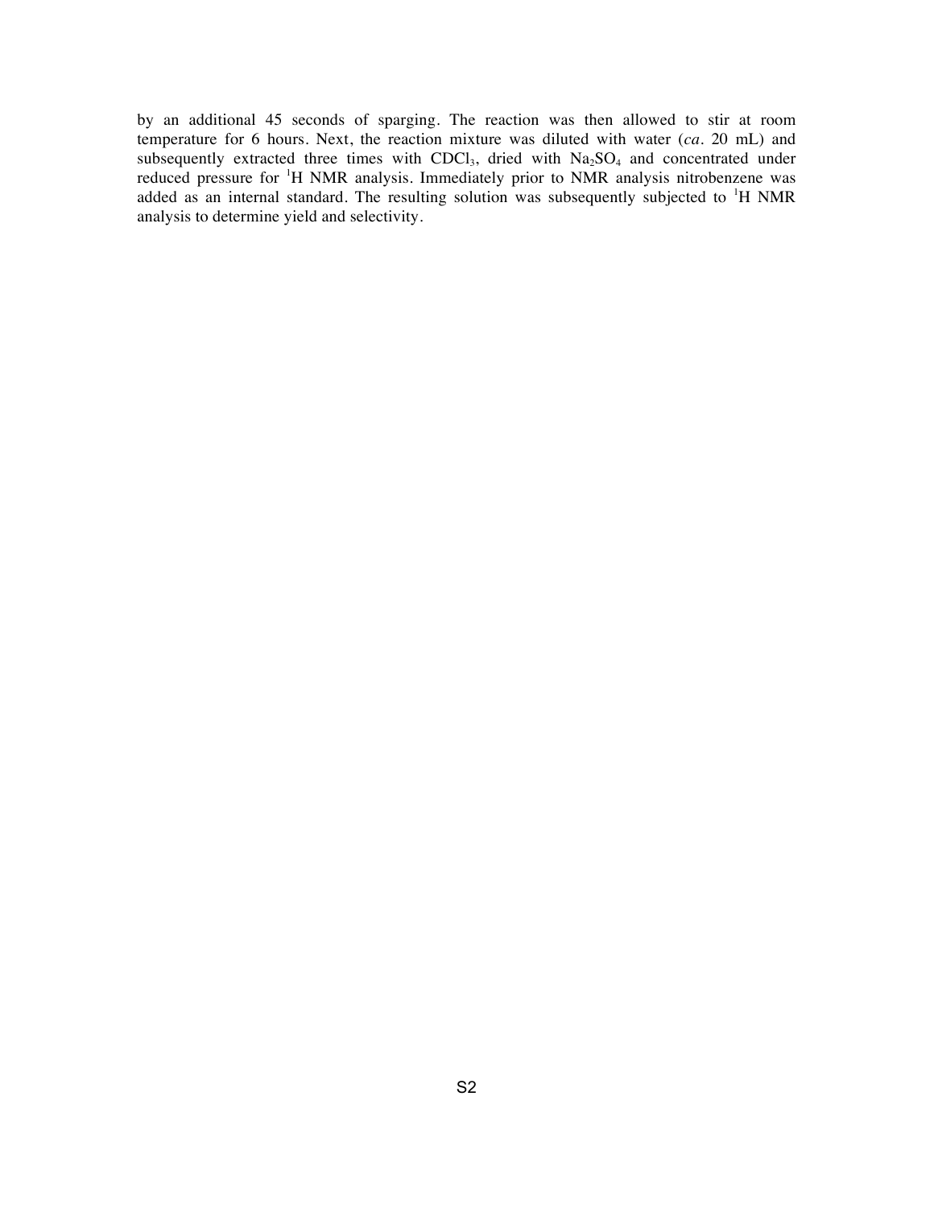by an additional 45 seconds of sparging. The reaction was then allowed to stir at room temperature for 6 hours. Next, the reaction mixture was diluted with water (*ca.* 20 mL) and subsequently extracted three times with $CDCl_3$, dried with $Na_2SO_4$ and concentrated under reduced pressure for $^1$H NMR analysis. Immediately prior to NMR analysis nitrobenzene was added as an internal standard. The resulting solution was subsequently subjected to $^1$H NMR analysis to determine yield and selectivity.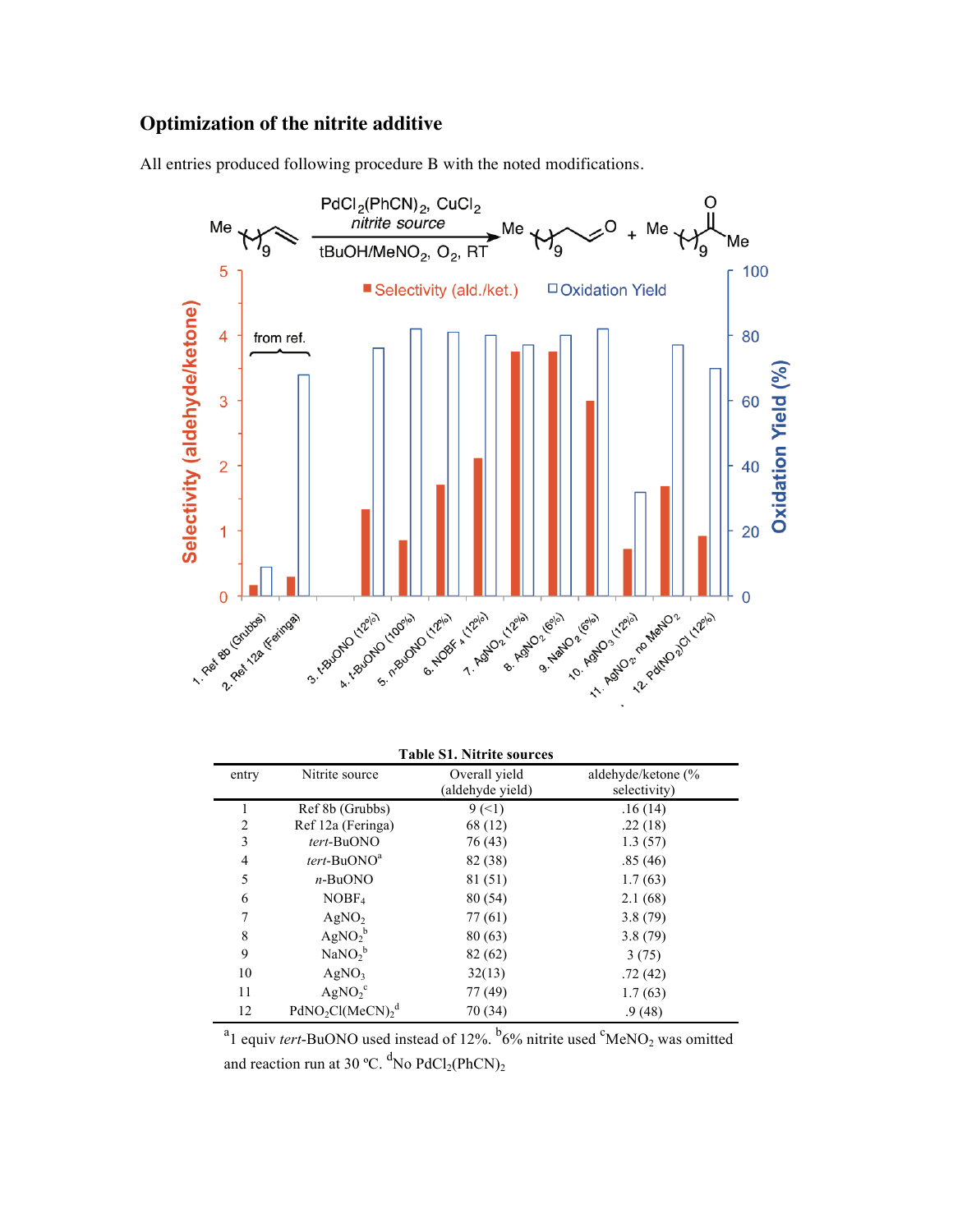## Optimization of the nitrite additive

All entries produced following procedure B with the noted modifications.

**Table S1. Nitrite sources**

| entry | Nitrite source | Overall yield (aldehyde yield) | aldehyde/ketone (% selectivity) |
|---|---|---|---|
| 1 | Ref 8b (Grubbs) | 9 (<1) | .16 (14) |
| 2 | Ref 12a (Feringa) | 68 (12) | .22 (18) |
| 3 | *tert*-BuONO | 76 (43) | 1.3 (57) |
| 4 | *tert*-BuONO[a] | 82 (38) | .85 (46) |
| 5 | *n*-BuONO | 81 (51) | 1.7 (63) |
| 6 | $NOBF_4$ | 80 (54) | 2.1 (68) |
| 7 | $AgNO_2$ | 77 (61) | 3.8 (79) |
| 8 | $AgNO_2$[b] | 80 (63) | 3.8 (79) |
| 9 | $NaNO_2$[b] | 82 (62) | 3 (75) |
| 10 | $AgNO_3$ | 32(13) | .72 (42) |
| 11 | $AgNO_2$[c] | 77 (49) | 1.7 (63) |
| 12 | $PdNO_2Cl(MeCN)_2$[d] | 70 (34) | .9 (48) |

[a]1 equiv *tert*-BuONO used instead of 12%. [b]6% nitrite used [c]$MeNO_2$ was omitted and reaction run at 30 ºC. [d]No $PdCl_2(PhCN)_2$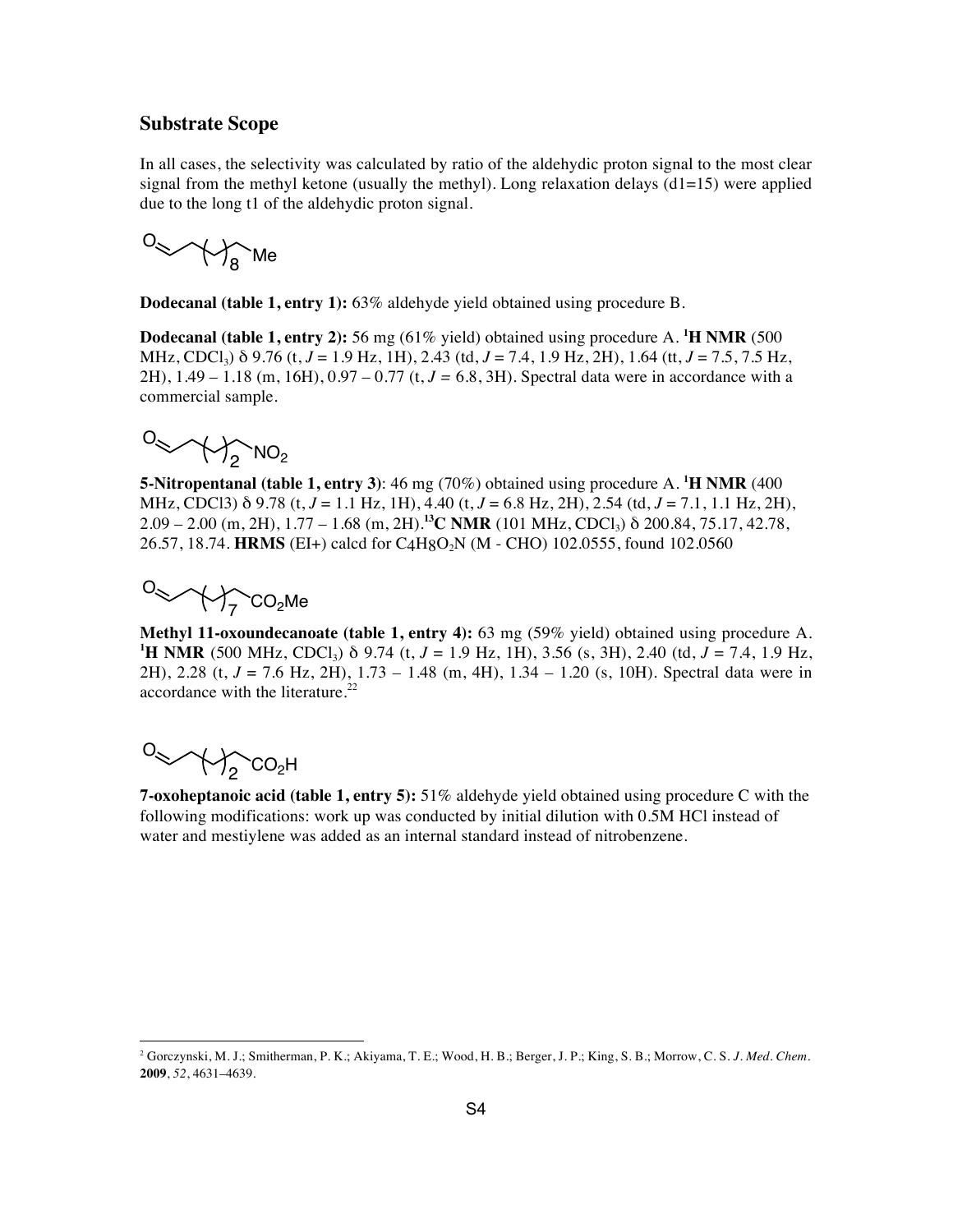## Substrate Scope

In all cases, the selectivity was calculated by ratio of the aldehydic proton signal to the most clear signal from the methyl ketone (usually the methyl). Long relaxation delays (d1=15) were applied due to the long t1 of the aldehydic proton signal.

**Dodecanal (table 1, entry 1):** 63% aldehyde yield obtained using procedure B.

**Dodecanal (table 1, entry 2):** 56 mg (61% yield) obtained using procedure A. **$^1$H NMR** (500 MHz, $CDCl_3$) δ 9.76 (t, $J$ = 1.9 Hz, 1H), 2.43 (td, $J$ = 7.4, 1.9 Hz, 2H), 1.64 (tt, $J$ = 7.5, 7.5 Hz, 2H), 1.49 – 1.18 (m, 16H), 0.97 – 0.77 (t, $J$ = 6.8, 3H). Spectral data were in accordance with a commercial sample.

**5-Nitropentanal (table 1, entry 3)**: 46 mg (70%) obtained using procedure A. **$^1$H NMR** (400 MHz, CDCl3) δ 9.78 (t, $J$ = 1.1 Hz, 1H), 4.40 (t, $J$ = 6.8 Hz, 2H), 2.54 (td, $J$ = 7.1, 1.1 Hz, 2H), 2.09 – 2.00 (m, 2H), 1.77 – 1.68 (m, 2H). **$^{13}$C NMR** (101 MHz, $CDCl_3$) δ 200.84, 75.17, 42.78, 26.57, 18.74. **HRMS** (EI+) calcd for $C_4H_8O_2N$ (M - CHO) 102.0555, found 102.0560

**Methyl 11-oxoundecanoate (table 1, entry 4):** 63 mg (59% yield) obtained using procedure A. **$^1$H NMR** (500 MHz, $CDCl_3$) δ 9.74 (t, $J$ = 1.9 Hz, 1H), 3.56 (s, 3H), 2.40 (td, $J$ = 7.4, 1.9 Hz, 2H), 2.28 (t, $J$ = 7.6 Hz, 2H), 1.73 – 1.48 (m, 4H), 1.34 – 1.20 (s, 10H). Spectral data were in accordance with the literature.[22]

**7-oxoheptanoic acid (table 1, entry 5):** 51% aldehyde yield obtained using procedure C with the following modifications: work up was conducted by initial dilution with 0.5M HCl instead of water and mestiylene was added as an internal standard instead of nitrobenzene.

---

[2] Gorczynski, M. J.; Smitherman, P. K.; Akiyama, T. E.; Wood, H. B.; Berger, J. P.; King, S. B.; Morrow, C. S. *J. Med. Chem.* **2009**, *52*, 4631–4639.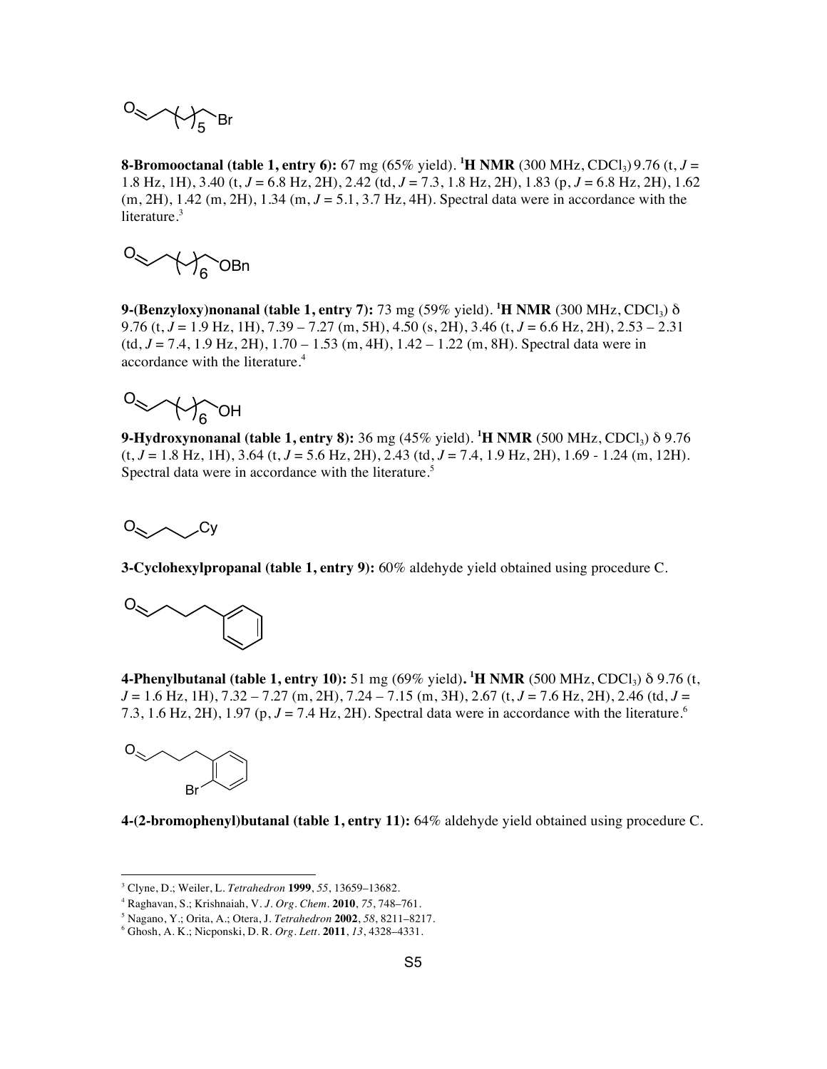**8-Bromooctanal (table 1, entry 6):** 67 mg (65% yield). **$^1$H NMR** (300 MHz, $CDCl_3$) 9.76 (t, *J* = 1.8 Hz, 1H), 3.40 (t, *J* = 6.8 Hz, 2H), 2.42 (td, *J* = 7.3, 1.8 Hz, 2H), 1.83 (p, *J* = 6.8 Hz, 2H), 1.62 (m, 2H), 1.42 (m, 2H), 1.34 (m, *J* = 5.1, 3.7 Hz, 4H). Spectral data were in accordance with the literature.[3]

**9-(Benzyloxy)nonanal (table 1, entry 7):** 73 mg (59% yield). **$^1$H NMR** (300 MHz, $CDCl_3$) δ 9.76 (t, *J* = 1.9 Hz, 1H), 7.39 – 7.27 (m, 5H), 4.50 (s, 2H), 3.46 (t, *J* = 6.6 Hz, 2H), 2.53 – 2.31 (td, *J* = 7.4, 1.9 Hz, 2H), 1.70 – 1.53 (m, 4H), 1.42 – 1.22 (m, 8H). Spectral data were in accordance with the literature.[4]

**9-Hydroxynonanal (table 1, entry 8):** 36 mg (45% yield). **$^1$H NMR** (500 MHz, $CDCl_3$) δ 9.76 (t, *J* = 1.8 Hz, 1H), 3.64 (t, *J* = 5.6 Hz, 2H), 2.43 (td, *J* = 7.4, 1.9 Hz, 2H), 1.69 - 1.24 (m, 12H). Spectral data were in accordance with the literature.[5]

**3-Cyclohexylpropanal (table 1, entry 9):** 60% aldehyde yield obtained using procedure C.

**4-Phenylbutanal (table 1, entry 10):** 51 mg (69% yield)**.** **$^1$H NMR** (500 MHz, $CDCl_3$) δ 9.76 (t, *J* = 1.6 Hz, 1H), 7.32 – 7.27 (m, 2H), 7.24 – 7.15 (m, 3H), 2.67 (t, *J* = 7.6 Hz, 2H), 2.46 (td, *J* = 7.3, 1.6 Hz, 2H), 1.97 (p, *J* = 7.4 Hz, 2H). Spectral data were in accordance with the literature.[6]

**4-(2-bromophenyl)butanal (table 1, entry 11):** 64% aldehyde yield obtained using procedure C.

---

[3] Clyne, D.; Weiler, L. *Tetrahedron* **1999**, *55*, 13659–13682.
[4] Raghavan, S.; Krishnaiah, V. *J. Org. Chem.* **2010**, *75*, 748–761.
[5] Nagano, Y.; Orita, A.; Otera, J. *Tetrahedron* **2002**, *58*, 8211–8217.
[6] Ghosh, A. K.; Nicponski, D. R. *Org. Lett.* **2011**, *13*, 4328–4331.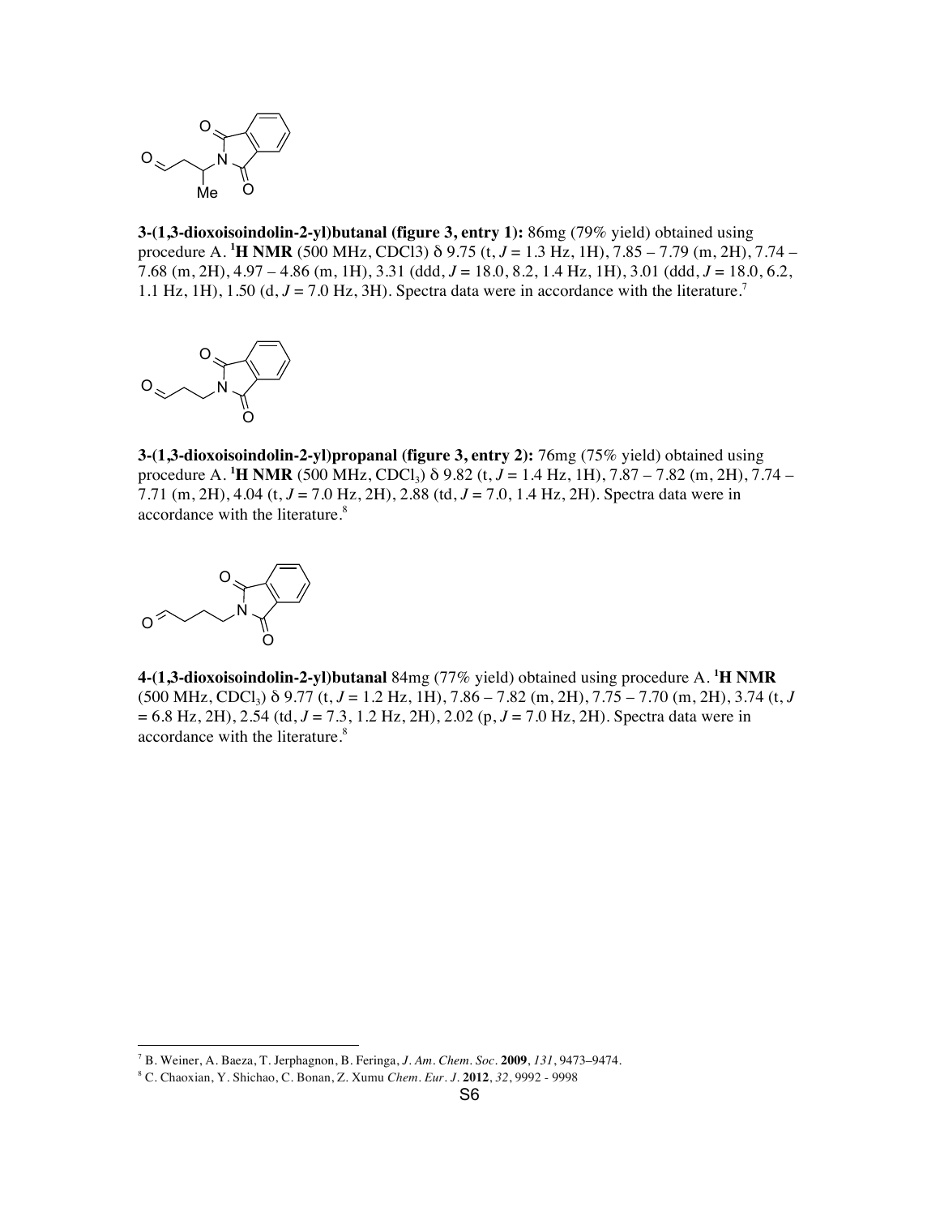**3-(1,3-dioxoisoindolin-2-yl)butanal (figure 3, entry 1):** 86mg (79% yield) obtained using procedure A. **$^{1}$H NMR** (500 MHz, CDCl3) δ 9.75 (t, *J* = 1.3 Hz, 1H), 7.85 – 7.79 (m, 2H), 7.74 – 7.68 (m, 2H), 4.97 – 4.86 (m, 1H), 3.31 (ddd, *J* = 18.0, 8.2, 1.4 Hz, 1H), 3.01 (ddd, *J* = 18.0, 6.2, 1.1 Hz, 1H), 1.50 (d, *J* = 7.0 Hz, 3H). Spectra data were in accordance with the literature.[7]

**3-(1,3-dioxoisoindolin-2-yl)propanal (figure 3, entry 2):** 76mg (75% yield) obtained using procedure A. **$^{1}$H NMR** (500 MHz, $CDCl_3$) δ 9.82 (t, *J* = 1.4 Hz, 1H), 7.87 – 7.82 (m, 2H), 7.74 – 7.71 (m, 2H), 4.04 (t, *J* = 7.0 Hz, 2H), 2.88 (td, *J* = 7.0, 1.4 Hz, 2H). Spectra data were in accordance with the literature.[8]

**4-(1,3-dioxoisoindolin-2-yl)butanal** 84mg (77% yield) obtained using procedure A. **$^{1}$H NMR** (500 MHz, $CDCl_3$) δ 9.77 (t, *J* = 1.2 Hz, 1H), 7.86 – 7.82 (m, 2H), 7.75 – 7.70 (m, 2H), 3.74 (t, *J* = 6.8 Hz, 2H), 2.54 (td, *J* = 7.3, 1.2 Hz, 2H), 2.02 (p, *J* = 7.0 Hz, 2H). Spectra data were in accordance with the literature.[8]

---

[7] B. Weiner, A. Baeza, T. Jerphagnon, B. Feringa, *J. Am. Chem. Soc.* **2009**, *131*, 9473–9474.

[8] C. Chaoxian, Y. Shichao, C. Bonan, Z. Xumu *Chem. Eur. J.* **2012**, *32*, 9992 - 9998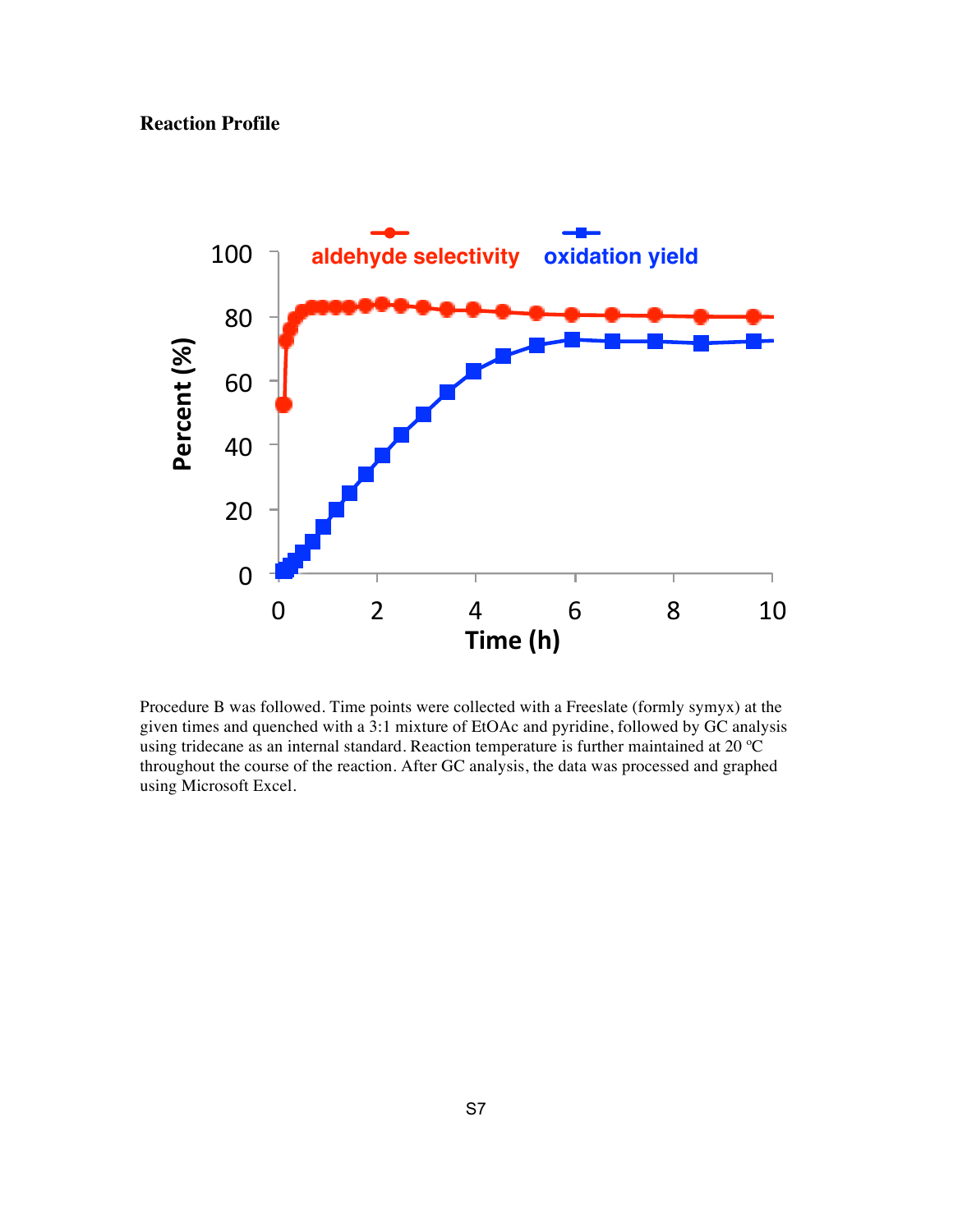**Reaction Profile**

Procedure B was followed. Time points were collected with a Freeslate (formly symyx) at the given times and quenched with a 3:1 mixture of EtOAc and pyridine, followed by GC analysis using tridecane as an internal standard. Reaction temperature is further maintained at 20 ºC throughout the course of the reaction. After GC analysis, the data was processed and graphed using Microsoft Excel.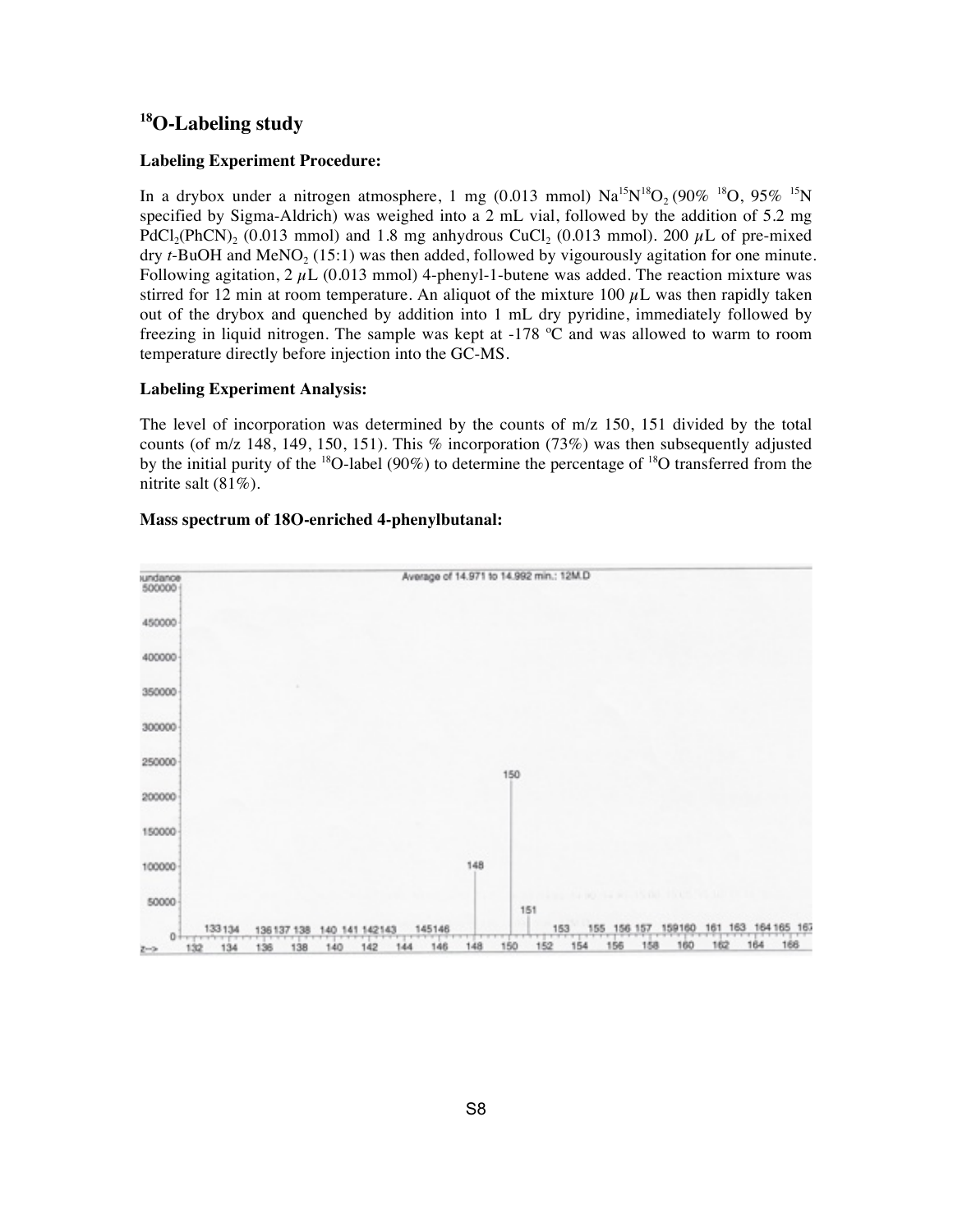## $^{18}$O-Labeling study

**Labeling Experiment Procedure:**

In a drybox under a nitrogen atmosphere, 1 mg (0.013 mmol) $Na^{15}N^{18}O_2$ (90% $^{18}$O, 95% $^{15}$N specified by Sigma-Aldrich) was weighed into a 2 mL vial, followed by the addition of 5.2 mg $PdCl_2(PhCN)_2$ (0.013 mmol) and 1.8 mg anhydrous $CuCl_2$ (0.013 mmol). 200 $\mu$L of pre-mixed dry *t*-BuOH and $MeNO_2$ (15:1) was then added, followed by vigourously agitation for one minute. Following agitation, 2 $\mu$L (0.013 mmol) 4-phenyl-1-butene was added. The reaction mixture was stirred for 12 min at room temperature. An aliquot of the mixture 100 $\mu$L was then rapidly taken out of the drybox and quenched by addition into 1 mL dry pyridine, immediately followed by freezing in liquid nitrogen. The sample was kept at -178 ºC and was allowed to warm to room temperature directly before injection into the GC-MS.

**Labeling Experiment Analysis:**

The level of incorporation was determined by the counts of m/z 150, 151 divided by the total counts (of m/z 148, 149, 150, 151). This % incorporation (73%) was then subsequently adjusted by the initial purity of the $^{18}$O-label (90%) to determine the percentage of $^{18}$O transferred from the nitrite salt (81%).

**Mass spectrum of 18O-enriched 4-phenylbutanal:**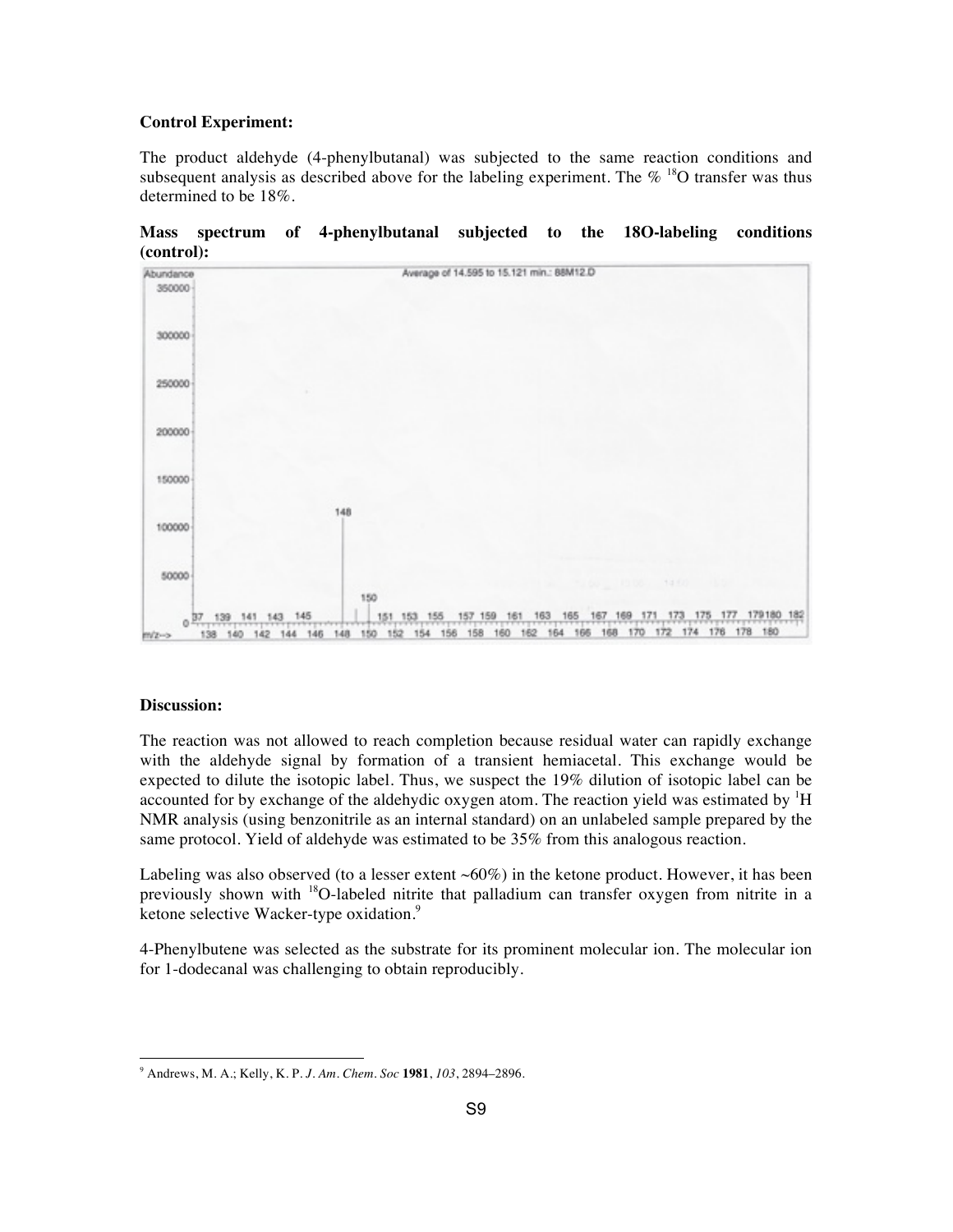**Control Experiment:**

The product aldehyde (4-phenylbutanal) was subjected to the same reaction conditions and subsequent analysis as described above for the labeling experiment. The % $^{18}$O transfer was thus determined to be 18%.

**Mass spectrum of 4-phenylbutanal subjected to the 18O-labeling conditions (control):**

**Discussion:**

The reaction was not allowed to reach completion because residual water can rapidly exchange with the aldehyde signal by formation of a transient hemiacetal. This exchange would be expected to dilute the isotopic label. Thus, we suspect the 19% dilution of isotopic label can be accounted for by exchange of the aldehydic oxygen atom. The reaction yield was estimated by $^{1}$H NMR analysis (using benzonitrile as an internal standard) on an unlabeled sample prepared by the same protocol. Yield of aldehyde was estimated to be 35% from this analogous reaction.

Labeling was also observed (to a lesser extent ~60%) in the ketone product. However, it has been previously shown with $^{18}$O-labeled nitrite that palladium can transfer oxygen from nitrite in a ketone selective Wacker-type oxidation.[9]

4-Phenylbutene was selected as the substrate for its prominent molecular ion. The molecular ion for 1-dodecanal was challenging to obtain reproducibly.

---

[9] Andrews, M. A.; Kelly, K. P. *J. Am. Chem. Soc* **1981**, *103*, 2894–2896.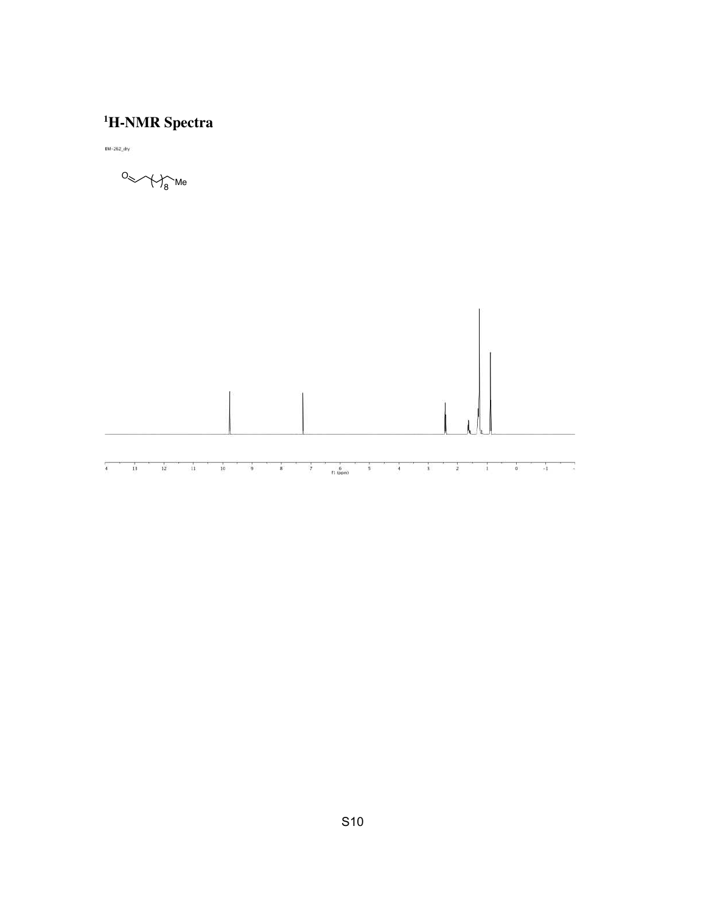# $^1$H-NMR Spectra

BM-262_dry

O=CCH$_2$(CH$_2$)$_8$Me

f1 (ppm)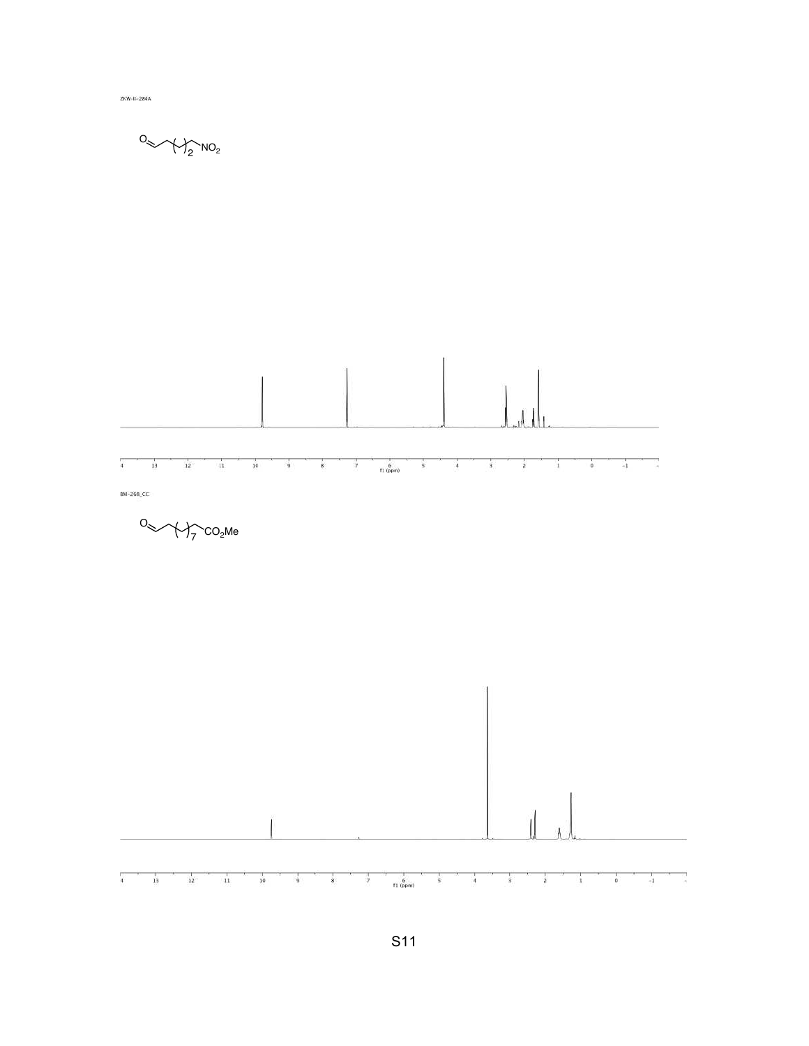ZKW-II-284A

O⌒⌒(⌒)$_2$⌒$NO_2$

f1 (ppm)

BM-268_CC

O⌒⌒(⌒)$_7$⌒$CO_2Me$

f1 (ppm)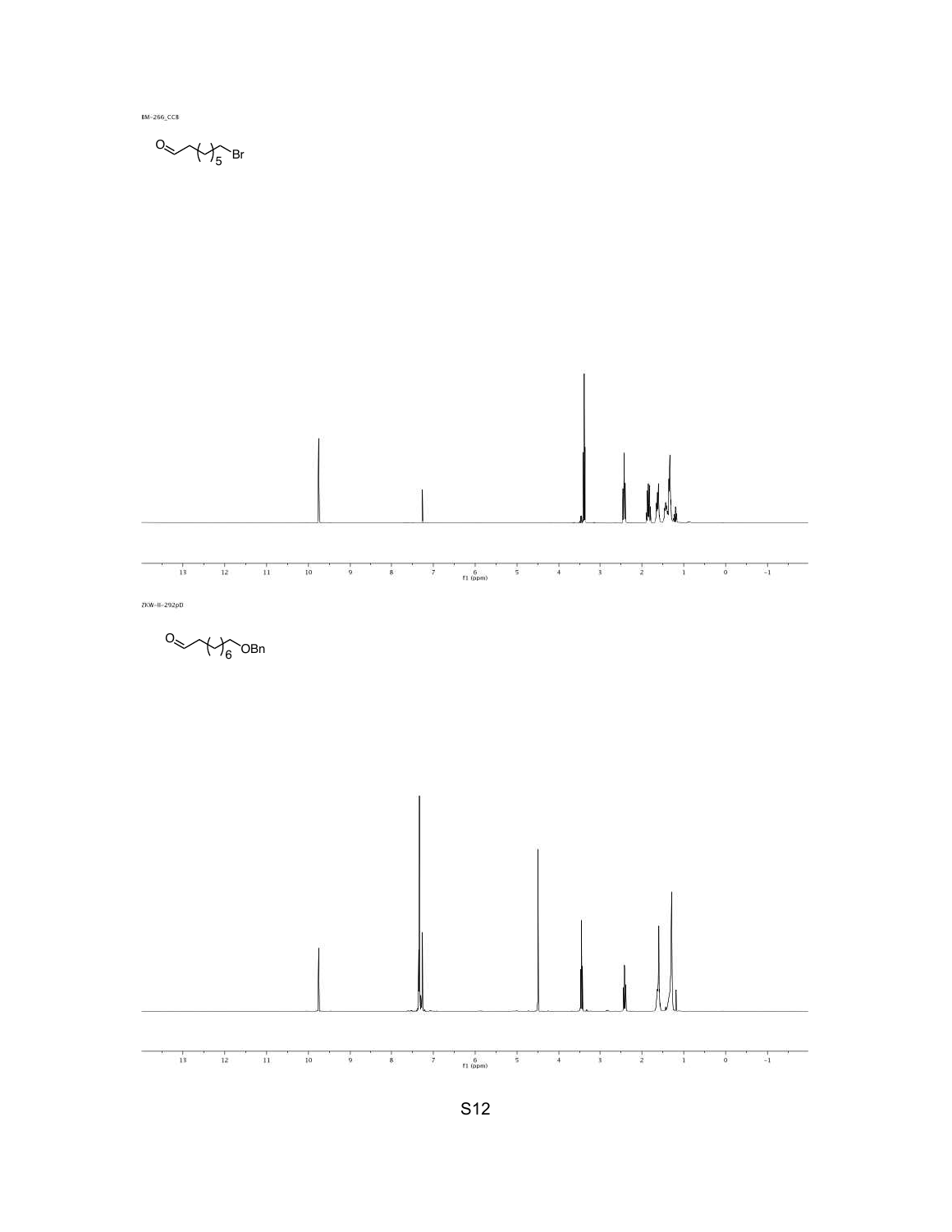BM-266_CC8

O=CCC(CH2)5CH2Br

13 12 11 10 9 8 7 6 5 4 3 2 1 0 -1
f1 (ppm)

ZKW-II-292pD

O=CCC(CH2)6CH2OBn

13 12 11 10 9 8 7 6 5 4 3 2 1 0 -1
f1 (ppm)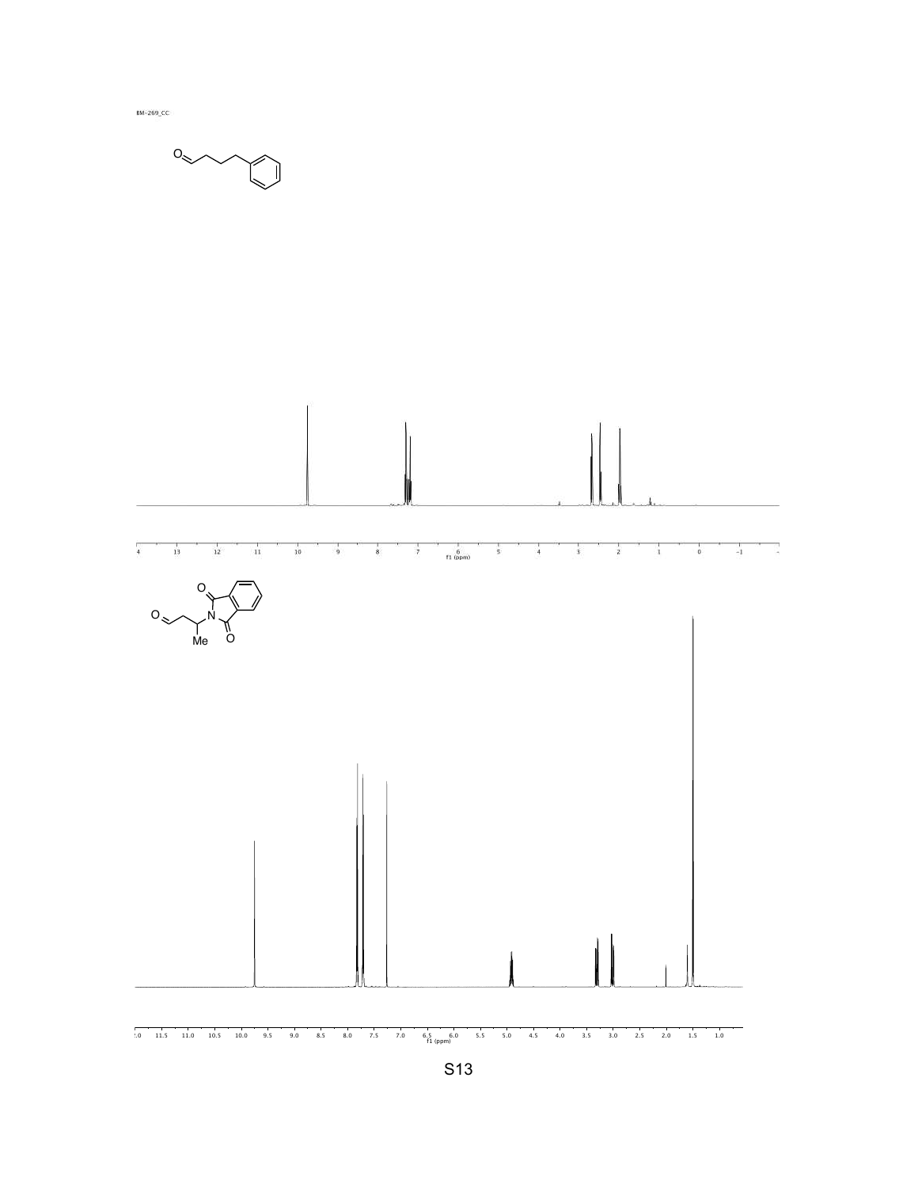BM-269_CC

f1 (ppm)

Me

f1 (ppm)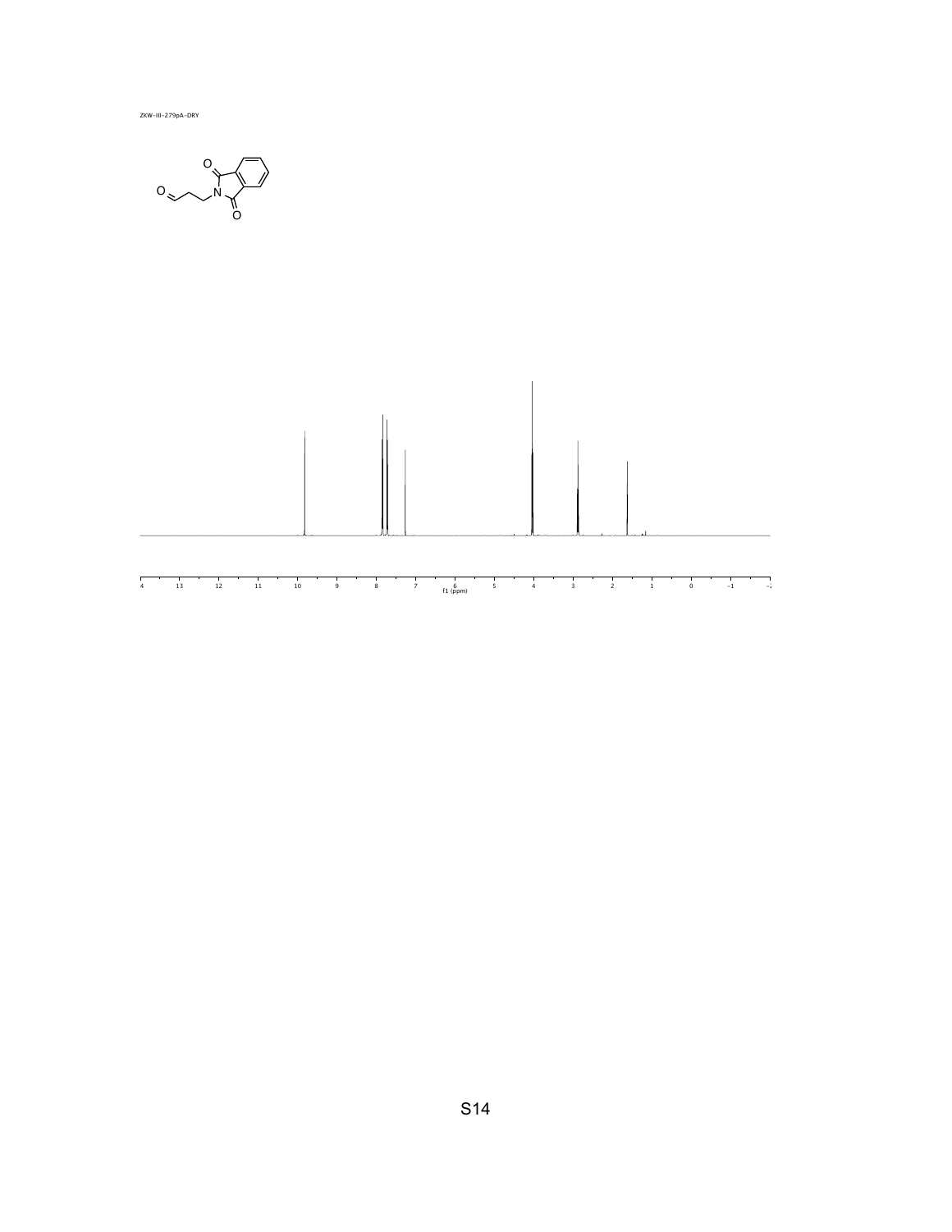ZKW-III-279pA-DRY

4 13 12 11 10 9 8 7 6 5 4 3 2 1 0 -1 -2

f1 (ppm)